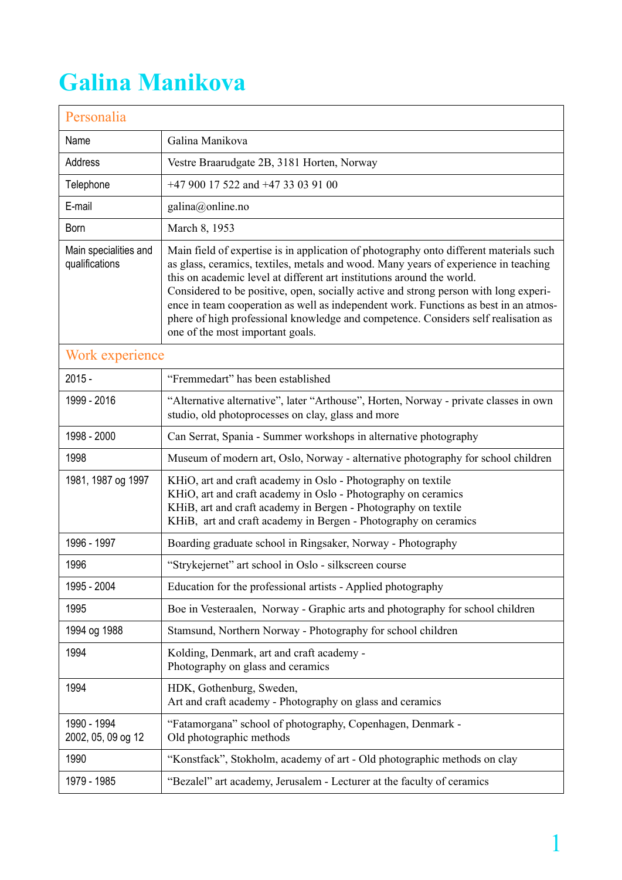# Galina Manikova

| Personalia | |
|---|---|
| Name | Galina Manikova |
| Address | Vestre Braarudgate 2B, 3181 Horten, Norway |
| Telephone | +47 900 17 522 and +47 33 03 91 00 |
| E-mail | galina@online.no |
| Born | March 8, 1953 |
| Main specialities and qualifications | Main field of expertise is in application of photography onto different materials such as glass, ceramics, textiles, metals and wood. Many years of experience in teaching this on academic level at different art institutions around the world.<br>Considered to be positive, open, socially active and strong person with long experience in team cooperation as well as independent work. Functions as best in an atmosphere of high professional knowledge and competence. Considers self realisation as one of the most important goals. |
| **Work experience** | |
| 2015 - | "Fremmedart" has been established |
| 1999 - 2016 | "Alternative alternative", later "Arthouse", Horten, Norway - private classes in own studio, old photoprocesses on clay, glass and more |
| 1998 - 2000 | Can Serrat, Spania - Summer workshops in alternative photography |
| 1998 | Museum of modern art, Oslo, Norway - alternative photography for school children |
| 1981, 1987 og 1997 | KHiO, art and craft academy in Oslo - Photography on textile<br>KHiO, art and craft academy in Oslo - Photography on ceramics<br>KHiB, art and craft academy in Bergen - Photography on textile<br>KHiB, art and craft academy in Bergen - Photography on ceramics |
| 1996 - 1997 | Boarding graduate school in Ringsaker, Norway - Photography |
| 1996 | "Strykejernet" art school in Oslo - silkscreen course |
| 1995 - 2004 | Education for the professional artists - Applied photography |
| 1995 | Boe in Vesteraalen, Norway - Graphic arts and photography for school children |
| 1994 og 1988 | Stamsund, Northern Norway - Photography for school children |
| 1994 | Kolding, Denmark, art and craft academy -<br>Photography on glass and ceramics |
| 1994 | HDK, Gothenburg, Sweden,<br>Art and craft academy - Photography on glass and ceramics |
| 1990 - 1994<br>2002, 05, 09 og 12 | "Fatamorgana" school of photography, Copenhagen, Denmark -<br>Old photographic methods |
| 1990 | "Konstfack", Stokholm, academy of art - Old photographic methods on clay |
| 1979 - 1985 | "Bezalel" art academy, Jerusalem - Lecturer at the faculty of ceramics |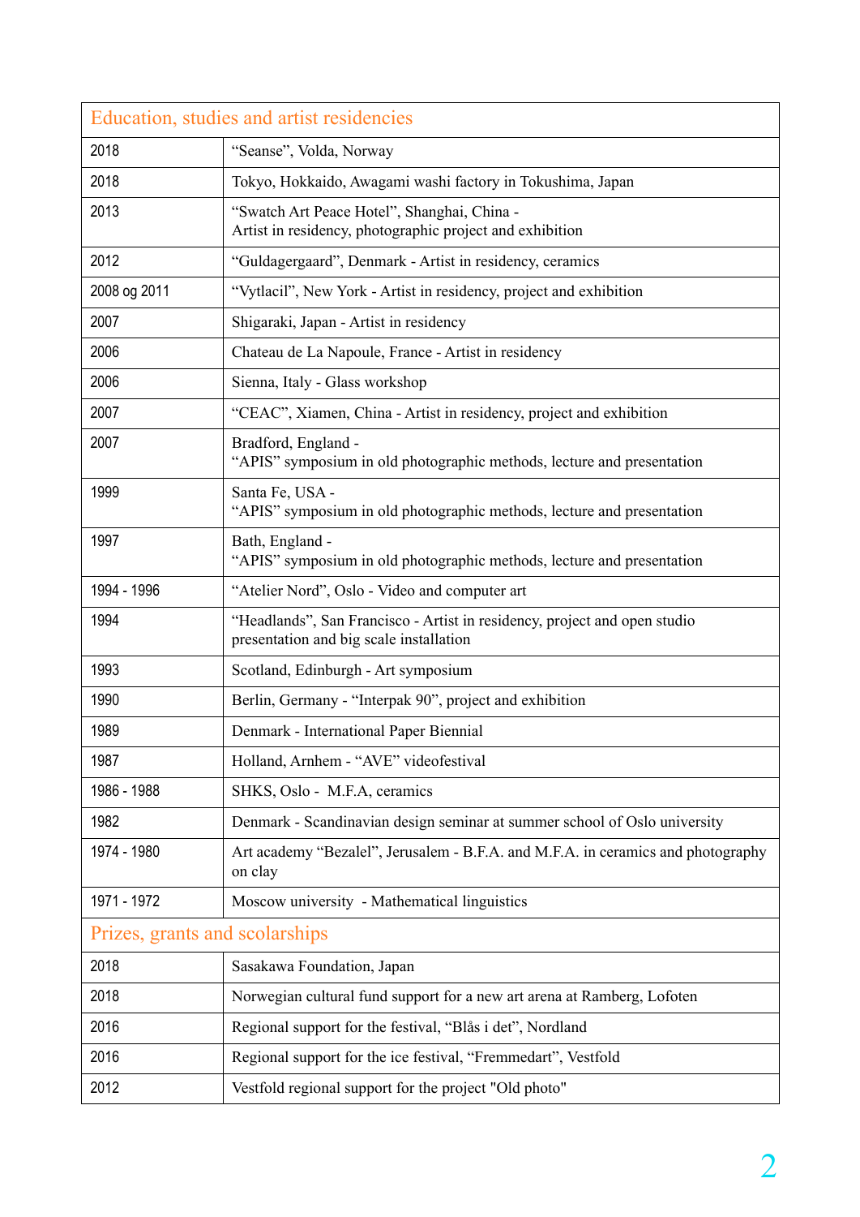## Education, studies and artist residencies

| | |
|---|---|
| 2018 | “Seanse”, Volda, Norway |
| 2018 | Tokyo, Hokkaido, Awagami washi factory in Tokushima, Japan |
| 2013 | “Swatch Art Peace Hotel”, Shanghai, China - Artist in residency, photographic project and exhibition |
| 2012 | “Guldagergaard”, Denmark - Artist in residency, ceramics |
| 2008 og 2011 | “Vytlacil”, New York - Artist in residency, project and exhibition |
| 2007 | Shigaraki, Japan - Artist in residency |
| 2006 | Chateau de La Napoule, France - Artist in residency |
| 2006 | Sienna, Italy - Glass workshop |
| 2007 | “CEAC”, Xiamen, China - Artist in residency, project and exhibition |
| 2007 | Bradford, England - “APIS” symposium in old photographic methods, lecture and presentation |
| 1999 | Santa Fe, USA - “APIS” symposium in old photographic methods, lecture and presentation |
| 1997 | Bath, England - “APIS” symposium in old photographic methods, lecture and presentation |
| 1994 - 1996 | “Atelier Nord”, Oslo - Video and computer art |
| 1994 | “Headlands”, San Francisco - Artist in residency, project and open studio presentation and big scale installation |
| 1993 | Scotland, Edinburgh - Art symposium |
| 1990 | Berlin, Germany - “Interpak 90”, project and exhibition |
| 1989 | Denmark - International Paper Biennial |
| 1987 | Holland, Arnhem - “AVE” videofestival |
| 1986 - 1988 | SHKS, Oslo - M.F.A, ceramics |
| 1982 | Denmark - Scandinavian design seminar at summer school of Oslo university |
| 1974 - 1980 | Art academy “Bezalel”, Jerusalem - B.F.A. and M.F.A. in ceramics and photography on clay |
| 1971 - 1972 | Moscow university - Mathematical linguistics |

## Prizes, grants and scolarships

| | |
|---|---|
| 2018 | Sasakawa Foundation, Japan |
| 2018 | Norwegian cultural fund support for a new art arena at Ramberg, Lofoten |
| 2016 | Regional support for the festival, “Blås i det”, Nordland |
| 2016 | Regional support for the ice festival, “Fremmedart”, Vestfold |
| 2012 | Vestfold regional support for the project "Old photo" |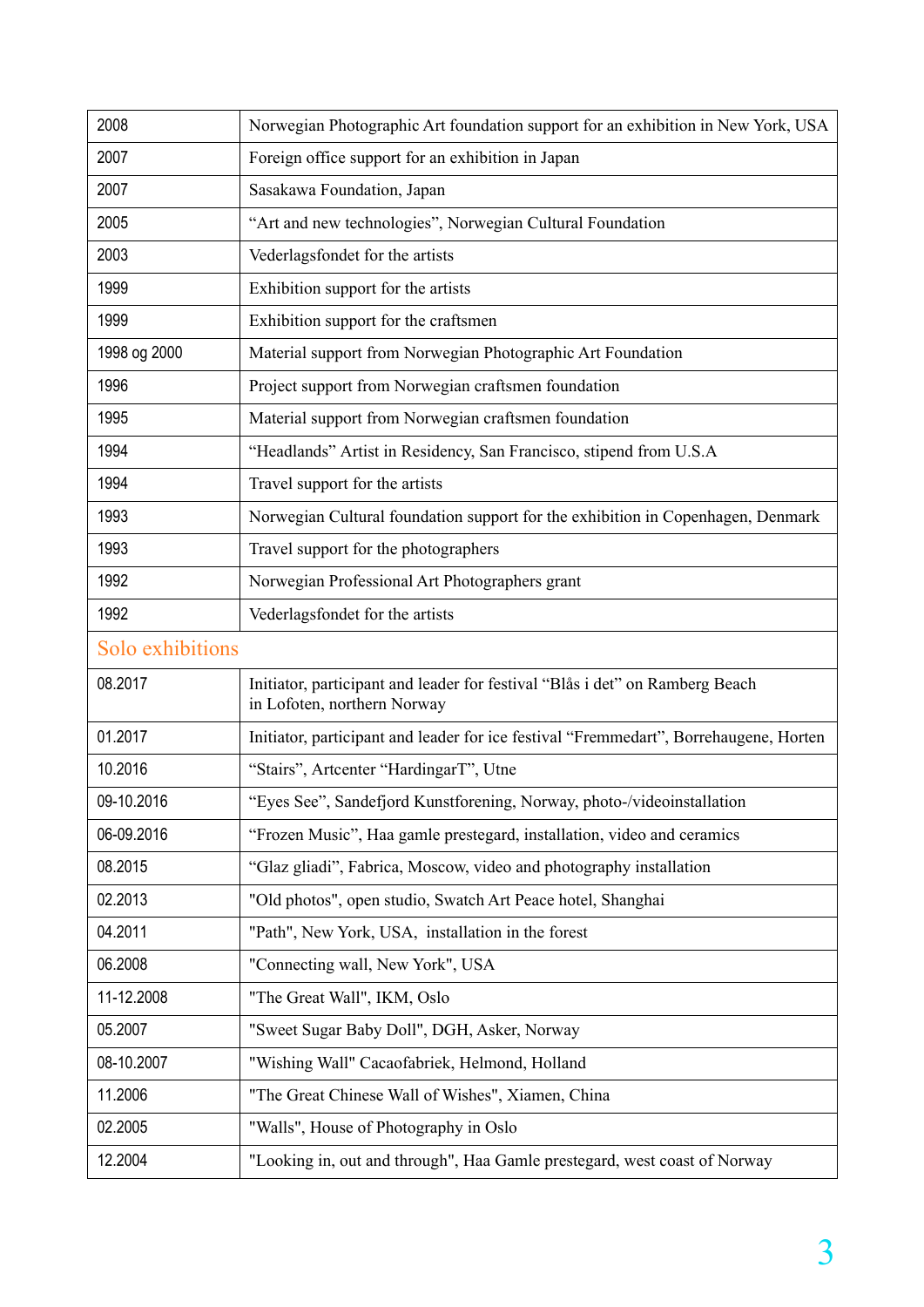| | |
|---|---|
| 2008 | Norwegian Photographic Art foundation support for an exhibition in New York, USA |
| 2007 | Foreign office support for an exhibition in Japan |
| 2007 | Sasakawa Foundation, Japan |
| 2005 | “Art and new technologies”, Norwegian Cultural Foundation |
| 2003 | Vederlagsfondet for the artists |
| 1999 | Exhibition support for the artists |
| 1999 | Exhibition support for the craftsmen |
| 1998 og 2000 | Material support from Norwegian Photographic Art Foundation |
| 1996 | Project support from Norwegian craftsmen foundation |
| 1995 | Material support from Norwegian craftsmen foundation |
| 1994 | “Headlands” Artist in Residency, San Francisco, stipend from U.S.A |
| 1994 | Travel support for the artists |
| 1993 | Norwegian Cultural foundation support for the exhibition in Copenhagen, Denmark |
| 1993 | Travel support for the photographers |
| 1992 | Norwegian Professional Art Photographers grant |
| 1992 | Vederlagsfondet for the artists |

## Solo exhibitions

| | |
|---|---|
| 08.2017 | Initiator, participant and leader for festival “Blås i det” on Ramberg Beach in Lofoten, northern Norway |
| 01.2017 | Initiator, participant and leader for ice festival “Fremmedart”, Borrehaugene, Horten |
| 10.2016 | “Stairs”, Artcenter “HardingarT”, Utne |
| 09-10.2016 | “Eyes See”, Sandefjord Kunstforening, Norway, photo-/videoinstallation |
| 06-09.2016 | “Frozen Music”, Haa gamle prestegard, installation, video and ceramics |
| 08.2015 | “Glaz gliadi”, Fabrica, Moscow, video and photography installation |
| 02.2013 | "Old photos", open studio, Swatch Art Peace hotel, Shanghai |
| 04.2011 | "Path", New York, USA, installation in the forest |
| 06.2008 | "Connecting wall, New York", USA |
| 11-12.2008 | "The Great Wall", IKM, Oslo |
| 05.2007 | "Sweet Sugar Baby Doll", DGH, Asker, Norway |
| 08-10.2007 | "Wishing Wall" Cacaofabriek, Helmond, Holland |
| 11.2006 | "The Great Chinese Wall of Wishes", Xiamen, China |
| 02.2005 | "Walls", House of Photography in Oslo |
| 12.2004 | "Looking in, out and through", Haa Gamle prestegard, west coast of Norway |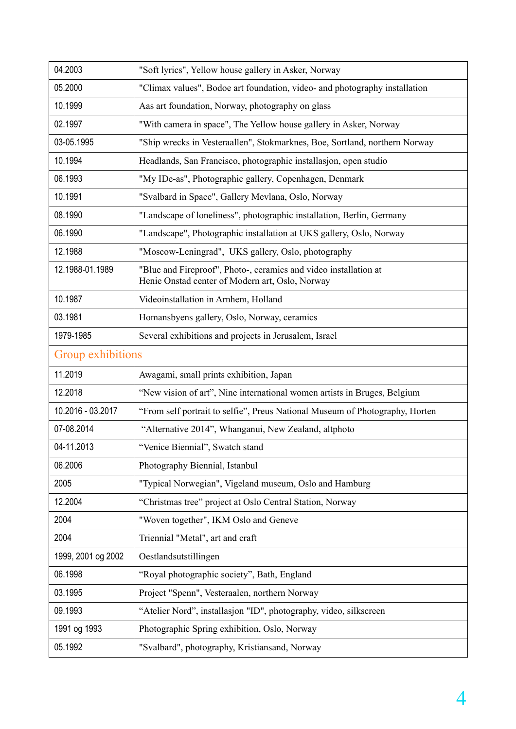| | |
|---|---|
| 04.2003 | "Soft lyrics", Yellow house gallery in Asker, Norway |
| 05.2000 | "Climax values", Bodoe art foundation, video- and photography installation |
| 10.1999 | Aas art foundation, Norway, photography on glass |
| 02.1997 | "With camera in space", The Yellow house gallery in Asker, Norway |
| 03-05.1995 | "Ship wrecks in Vesteraallen", Stokmarknes, Boe, Sortland, northern Norway |
| 10.1994 | Headlands, San Francisco, photographic installasjon, open studio |
| 06.1993 | "My IDe-as", Photographic gallery, Copenhagen, Denmark |
| 10.1991 | "Svalbard in Space", Gallery Mevlana, Oslo, Norway |
| 08.1990 | "Landscape of loneliness", photographic installation, Berlin, Germany |
| 06.1990 | "Landscape", Photographic installation at UKS gallery, Oslo, Norway |
| 12.1988 | "Moscow-Leningrad", UKS gallery, Oslo, photography |
| 12.1988-01.1989 | "Blue and Fireproof", Photo-, ceramics and video installation at Henie Onstad center of Modern art, Oslo, Norway |
| 10.1987 | Videoinstallation in Arnhem, Holland |
| 03.1981 | Homansbyens gallery, Oslo, Norway, ceramics |
| 1979-1985 | Several exhibitions and projects in Jerusalem, Israel |

## Group exhibitions

| | |
|---|---|
| 11.2019 | Awagami, small prints exhibition, Japan |
| 12.2018 | "New vision of art", Nine international women artists in Bruges, Belgium |
| 10.2016 - 03.2017 | "From self portrait to selfie", Preus National Museum of Photography, Horten |
| 07-08.2014 | "Alternative 2014", Whanganui, New Zealand, altphoto |
| 04-11.2013 | "Venice Biennial", Swatch stand |
| 06.2006 | Photography Biennial, Istanbul |
| 2005 | "Typical Norwegian", Vigeland museum, Oslo and Hamburg |
| 12.2004 | "Christmas tree" project at Oslo Central Station, Norway |
| 2004 | "Woven together", IKM Oslo and Geneve |
| 2004 | Triennial "Metal", art and craft |
| 1999, 2001 og 2002 | Oestlandsutstillingen |
| 06.1998 | "Royal photographic society", Bath, England |
| 03.1995 | Project "Spenn", Vesteraalen, northern Norway |
| 09.1993 | "Atelier Nord", installasjon "ID", photography, video, silkscreen |
| 1991 og 1993 | Photographic Spring exhibition, Oslo, Norway |
| 05.1992 | "Svalbard", photography, Kristiansand, Norway |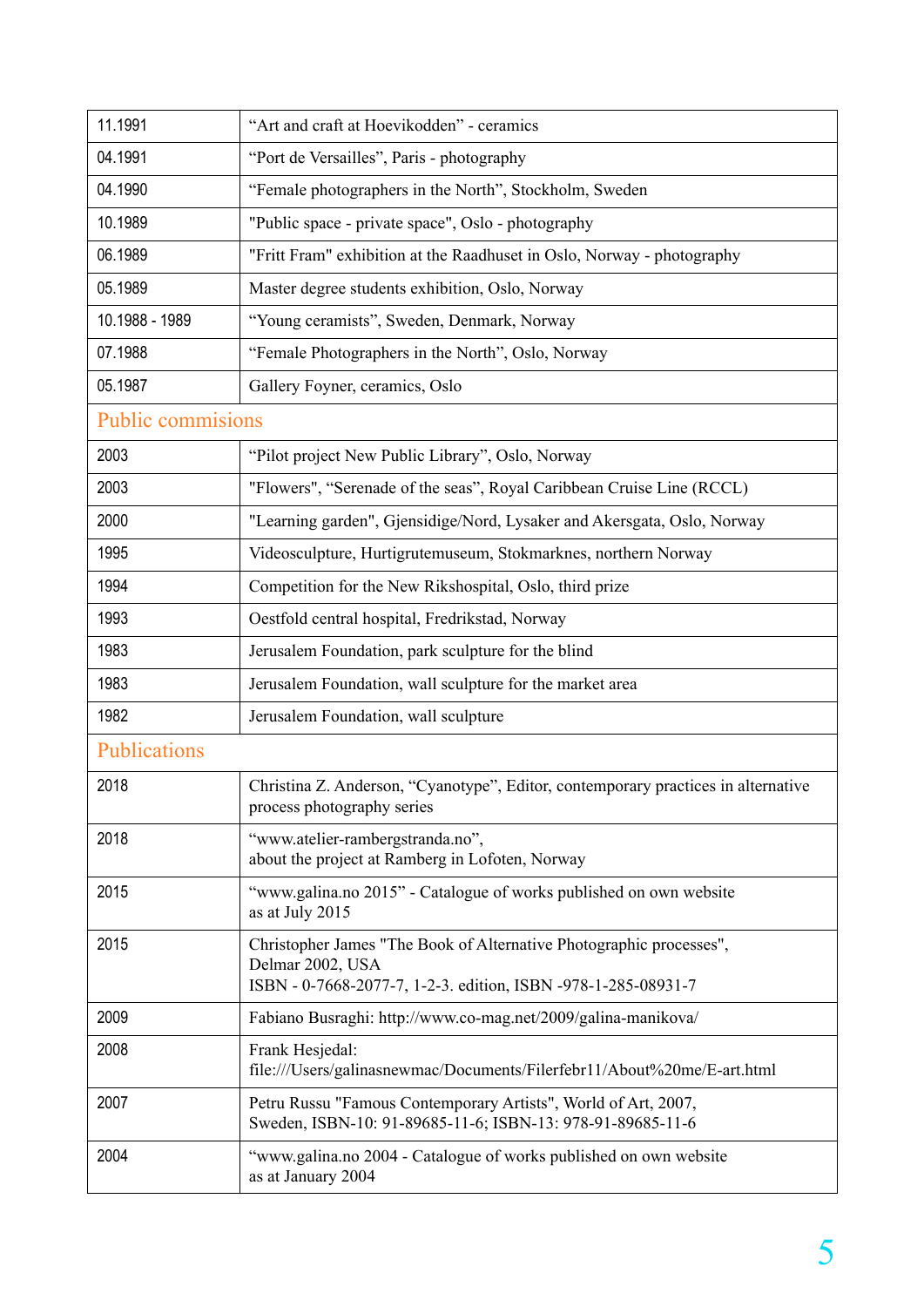| | |
|---|---|
| 11.1991 | “Art and craft at Hoevikodden” - ceramics |
| 04.1991 | “Port de Versailles”, Paris - photography |
| 04.1990 | “Female photographers in the North”, Stockholm, Sweden |
| 10.1989 | "Public space - private space", Oslo - photography |
| 06.1989 | "Fritt Fram" exhibition at the Raadhuset in Oslo, Norway - photography |
| 05.1989 | Master degree students exhibition, Oslo, Norway |
| 10.1988 - 1989 | “Young ceramists”, Sweden, Denmark, Norway |
| 07.1988 | “Female Photographers in the North”, Oslo, Norway |
| 05.1987 | Gallery Foyner, ceramics, Oslo |

## Public commisions

| | |
|---|---|
| 2003 | “Pilot project New Public Library”, Oslo, Norway |
| 2003 | "Flowers", “Serenade of the seas”, Royal Caribbean Cruise Line (RCCL) |
| 2000 | "Learning garden", Gjensidige/Nord, Lysaker and Akersgata, Oslo, Norway |
| 1995 | Videosculpture, Hurtigrutemuseum, Stokmarknes, northern Norway |
| 1994 | Competition for the New Rikshospital, Oslo, third prize |
| 1993 | Oestfold central hospital, Fredrikstad, Norway |
| 1983 | Jerusalem Foundation, park sculpture for the blind |
| 1983 | Jerusalem Foundation, wall sculpture for the market area |
| 1982 | Jerusalem Foundation, wall sculpture |

## Publications

| | |
|---|---|
| 2018 | Christina Z. Anderson, “Cyanotype”, Editor, contemporary practices in alternative process photography series |
| 2018 | “www.atelier-rambergstranda.no”, about the project at Ramberg in Lofoten, Norway |
| 2015 | “www.galina.no 2015” - Catalogue of works published on own website as at July 2015 |
| 2015 | Christopher James "The Book of Alternative Photographic processes", Delmar 2002, USA<br>ISBN - 0-7668-2077-7, 1-2-3. edition, ISBN -978-1-285-08931-7 |
| 2009 | Fabiano Busraghi: http://www.co-mag.net/2009/galina-manikova/ |
| 2008 | Frank Hesjedal:<br>file:///Users/galinasnewmac/Documents/Filerfebr11/About%20me/E-art.html |
| 2007 | Petru Russu "Famous Contemporary Artists", World of Art, 2007, Sweden, ISBN-10: 91-89685-11-6; ISBN-13: 978-91-89685-11-6 |
| 2004 | “www.galina.no 2004 - Catalogue of works published on own website as at January 2004 |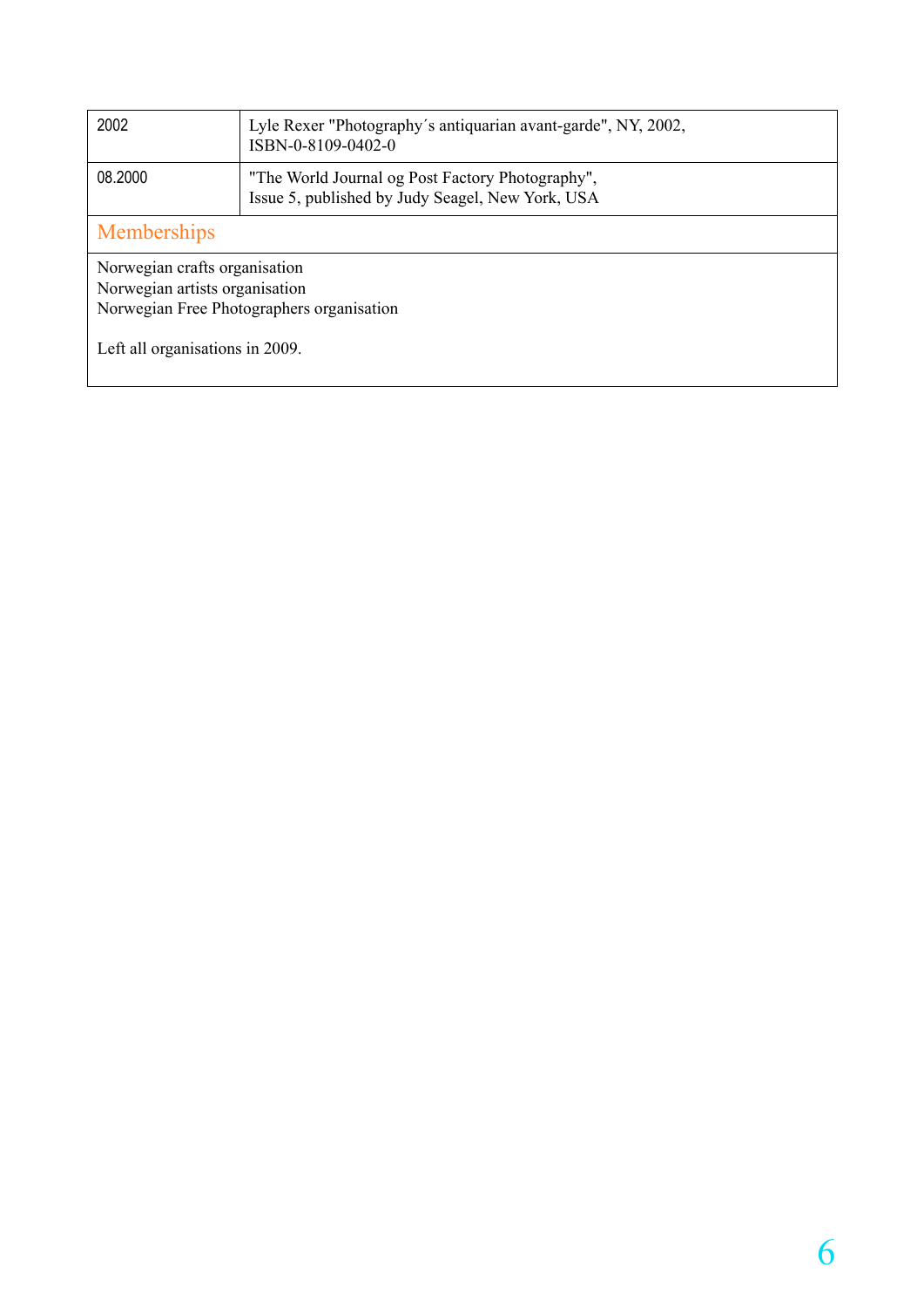| | |
|---|---|
| 2002 | Lyle Rexer "Photography´s antiquarian avant-garde", NY, 2002, ISBN-0-8109-0402-0 |
| 08.2000 | "The World Journal og Post Factory Photography", Issue 5, published by Judy Seagel, New York, USA |

## Memberships

Norwegian crafts organisation
Norwegian artists organisation
Norwegian Free Photographers organisation

Left all organisations in 2009.